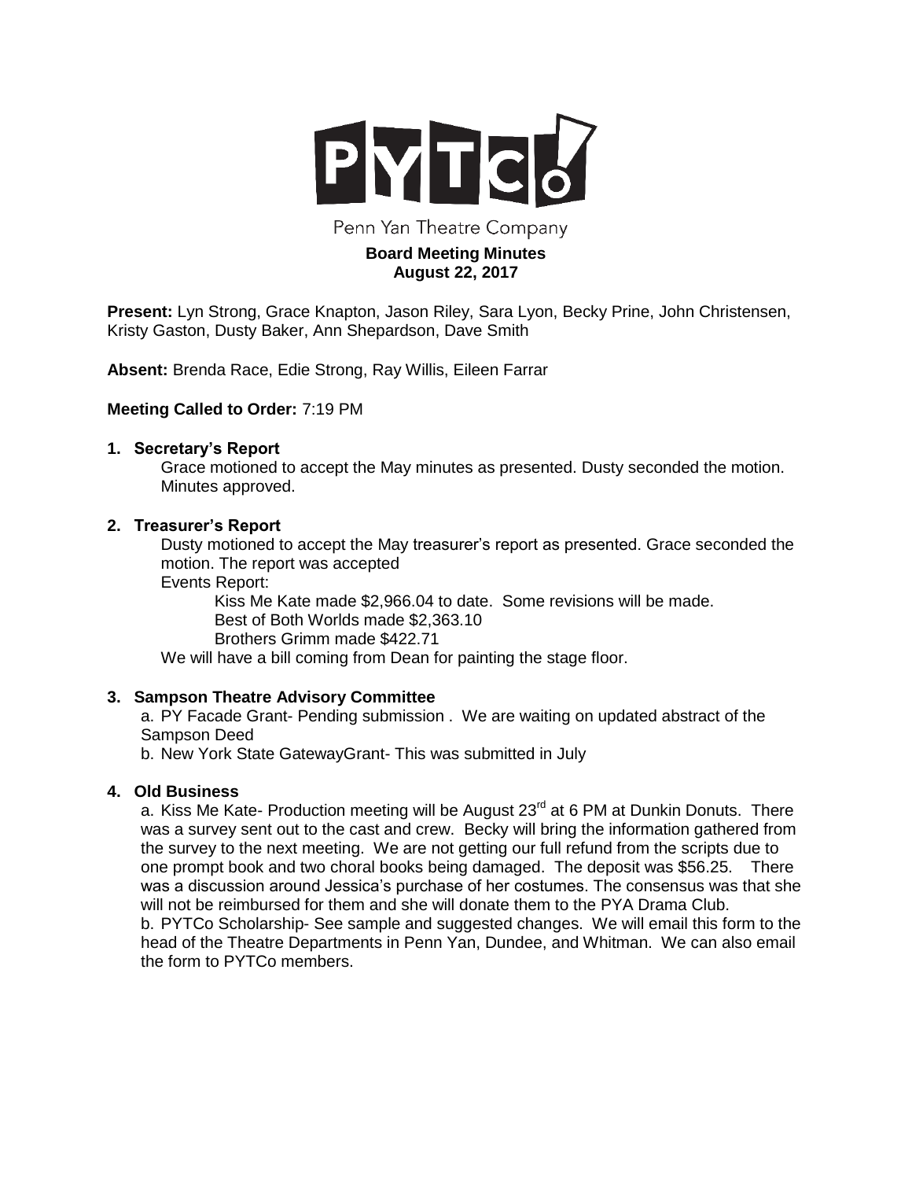PYTCo!

Penn Yan Theatre Company

**Board Meeting Minutes**
**August 22, 2017**

**Present:** Lyn Strong, Grace Knapton, Jason Riley, Sara Lyon, Becky Prine, John Christensen, Kristy Gaston, Dusty Baker, Ann Shepardson, Dave Smith

**Absent:** Brenda Race, Edie Strong, Ray Willis, Eileen Farrar

**Meeting Called to Order:** 7:19 PM

**1. Secretary's Report**

Grace motioned to accept the May minutes as presented. Dusty seconded the motion. Minutes approved.

**2. Treasurer's Report**

Dusty motioned to accept the May treasurer's report as presented. Grace seconded the motion. The report was accepted

Events Report:

Kiss Me Kate made $2,966.04 to date. Some revisions will be made.
Best of Both Worlds made $2,363.10
Brothers Grimm made $422.71

We will have a bill coming from Dean for painting the stage floor.

**3. Sampson Theatre Advisory Committee**

a. PY Facade Grant- Pending submission . We are waiting on updated abstract of the Sampson Deed

b. New York State GatewayGrant- This was submitted in July

**4. Old Business**

a. Kiss Me Kate- Production meeting will be August 23rd at 6 PM at Dunkin Donuts. There was a survey sent out to the cast and crew. Becky will bring the information gathered from the survey to the next meeting. We are not getting our full refund from the scripts due to one prompt book and two choral books being damaged. The deposit was $56.25. There was a discussion around Jessica's purchase of her costumes. The consensus was that she will not be reimbursed for them and she will donate them to the PYA Drama Club.

b. PYTCo Scholarship- See sample and suggested changes. We will email this form to the head of the Theatre Departments in Penn Yan, Dundee, and Whitman. We can also email the form to PYTCo members.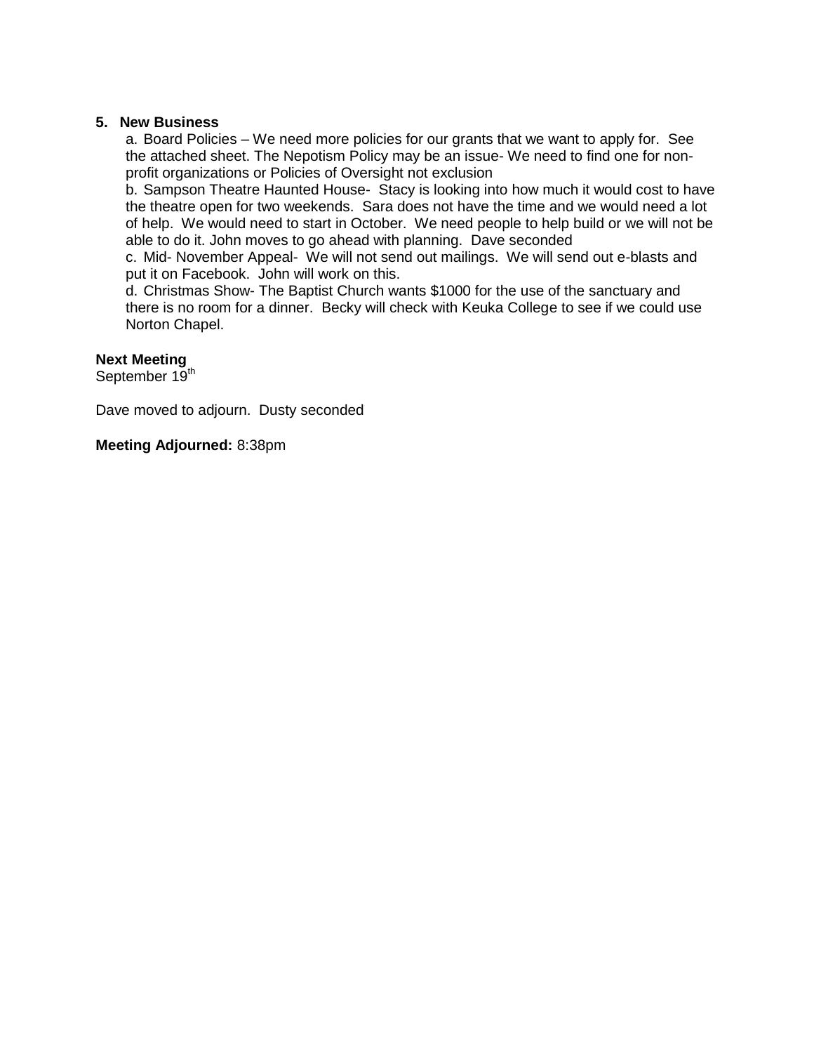**5. New Business**

a. Board Policies – We need more policies for our grants that we want to apply for. See the attached sheet. The Nepotism Policy may be an issue- We need to find one for non-profit organizations or Policies of Oversight not exclusion

b. Sampson Theatre Haunted House- Stacy is looking into how much it would cost to have the theatre open for two weekends. Sara does not have the time and we would need a lot of help. We would need to start in October. We need people to help build or we will not be able to do it. John moves to go ahead with planning. Dave seconded

c. Mid- November Appeal- We will not send out mailings. We will send out e-blasts and put it on Facebook. John will work on this.

d. Christmas Show- The Baptist Church wants $1000 for the use of the sanctuary and there is no room for a dinner. Becky will check with Keuka College to see if we could use Norton Chapel.

**Next Meeting**

September 19th

Dave moved to adjourn. Dusty seconded

**Meeting Adjourned:** 8:38pm